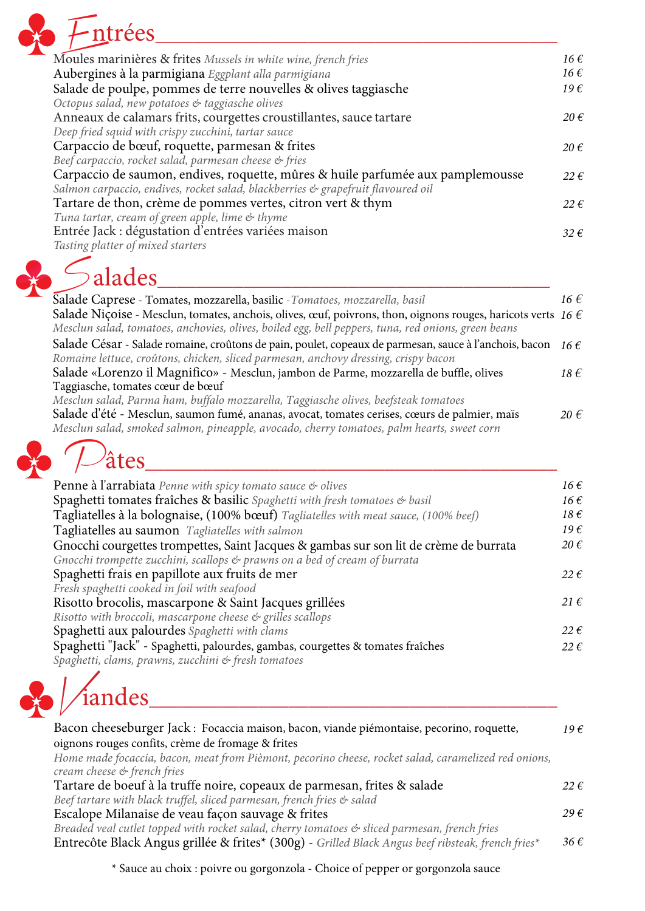## Entrées

Moules marinières & frites *Mussels in white wine, french fries* — 16 €

Aubergines à la parmigiana *Eggplant alla parmigiana* — 16 €

Salade de poulpe, pommes de terre nouvelles & olives taggiasche — 19 €
*Octopus salad, new potatoes & taggiasche olives*

Anneaux de calamars frits, courgettes croustillantes, sauce tartare — 20 €
*Deep fried squid with crispy zucchini, tartar sauce*

Carpaccio de bœuf, roquette, parmesan & frites — 20 €
*Beef carpaccio, rocket salad, parmesan cheese & fries*

Carpaccio de saumon, endives, roquette, mûres & huile parfumée aux pamplemousse — 22 €
*Salmon carpaccio, endives, rocket salad, blackberries & grapefruit flavoured oil*

Tartare de thon, crème de pommes vertes, citron vert & thym — 22 €
*Tuna tartar, cream of green apple, lime & thyme*

Entrée Jack : dégustation d'entrées variées maison — 32 €
*Tasting platter of mixed starters*

## Salades

Salade Caprese - Tomates, mozzarella, basilic *-Tomatoes, mozzarella, basil* — 16 €

Salade Niçoise - Mesclun, tomates, anchois, olives, œuf, poivrons, thon, oignons rouges, haricots verts — 16 €
*Mesclun salad, tomatoes, anchovies, olives, boiled egg, bell peppers, tuna, red onions, green beans*

Salade César - Salade romaine, croûtons de pain, poulet, copeaux de parmesan, sauce à l'anchois, bacon — 16 €
*Romaine lettuce, croûtons, chicken, sliced parmesan, anchovy dressing, crispy bacon*

Salade «Lorenzo il Magnifico» - Mesclun, jambon de Parme, mozzarella de buffle, olives Taggiasche, tomates cœur de bœuf — 18 €
*Mesclun salad, Parma ham, buffalo mozzarella, Taggiasche olives, beefsteak tomatoes*

Salade d'été - Mesclun, saumon fumé, ananas, avocat, tomates cerises, cœurs de palmier, maïs — 20 €
*Mesclun salad, smoked salmon, pineapple, avocado, cherry tomatoes, palm hearts, sweet corn*

## Pâtes

Penne à l'arrabiata *Penne with spicy tomato sauce & olives* — 16 €

Spaghetti tomates fraîches & basilic *Spaghetti with fresh tomatoes & basil* — 16 €

Tagliatelles à la bolognaise, (100% bœuf) *Tagliatelles with meat sauce, (100% beef)* — 18 €

Tagliatelles au saumon *Tagliatelles with salmon* — 19 €

Gnocchi courgettes trompettes, Saint Jacques & gambas sur son lit de crème de burrata — 20 €
*Gnocchi trompette zucchini, scallops & prawns on a bed of cream of burrata*

Spaghetti frais en papillote aux fruits de mer — 22 €
*Fresh spaghetti cooked in foil with seafood*

Risotto brocolis, mascarpone & Saint Jacques grillées — 21 €
*Risotto with broccoli, mascarpone cheese & grilles scallops*

Spaghetti aux palourdes *Spaghetti with clams* — 22 €

Spaghetti "Jack" - Spaghetti, palourdes, gambas, courgettes & tomates fraîches — 22 €
*Spaghetti, clams, prawns, zucchini & fresh tomatoes*

## Viandes

Bacon cheeseburger Jack : Focaccia maison, bacon, viande piémontaise, pecorino, roquette, oignons rouges confits, crème de fromage & frites — 19 €
*Home made focaccia, bacon, meat from Pièmont, pecorino cheese, rocket salad, caramelized red onions, cream cheese & french fries*

Tartare de boeuf à la truffe noire, copeaux de parmesan, frites & salade — 22 €
*Beef tartare with black truffel, sliced parmesan, french fries & salad*

Escalope Milanaise de veau façon sauvage & frites — 29 €
*Breaded veal cutlet topped with rocket salad, cherry tomatoes & sliced parmesan, french fries*

Entrecôte Black Angus grillée & frites* (300g) - *Grilled Black Angus beef ribsteak, french fries** — 36 €

\* Sauce au choix : poivre ou gorgonzola - Choice of pepper or gorgonzola sauce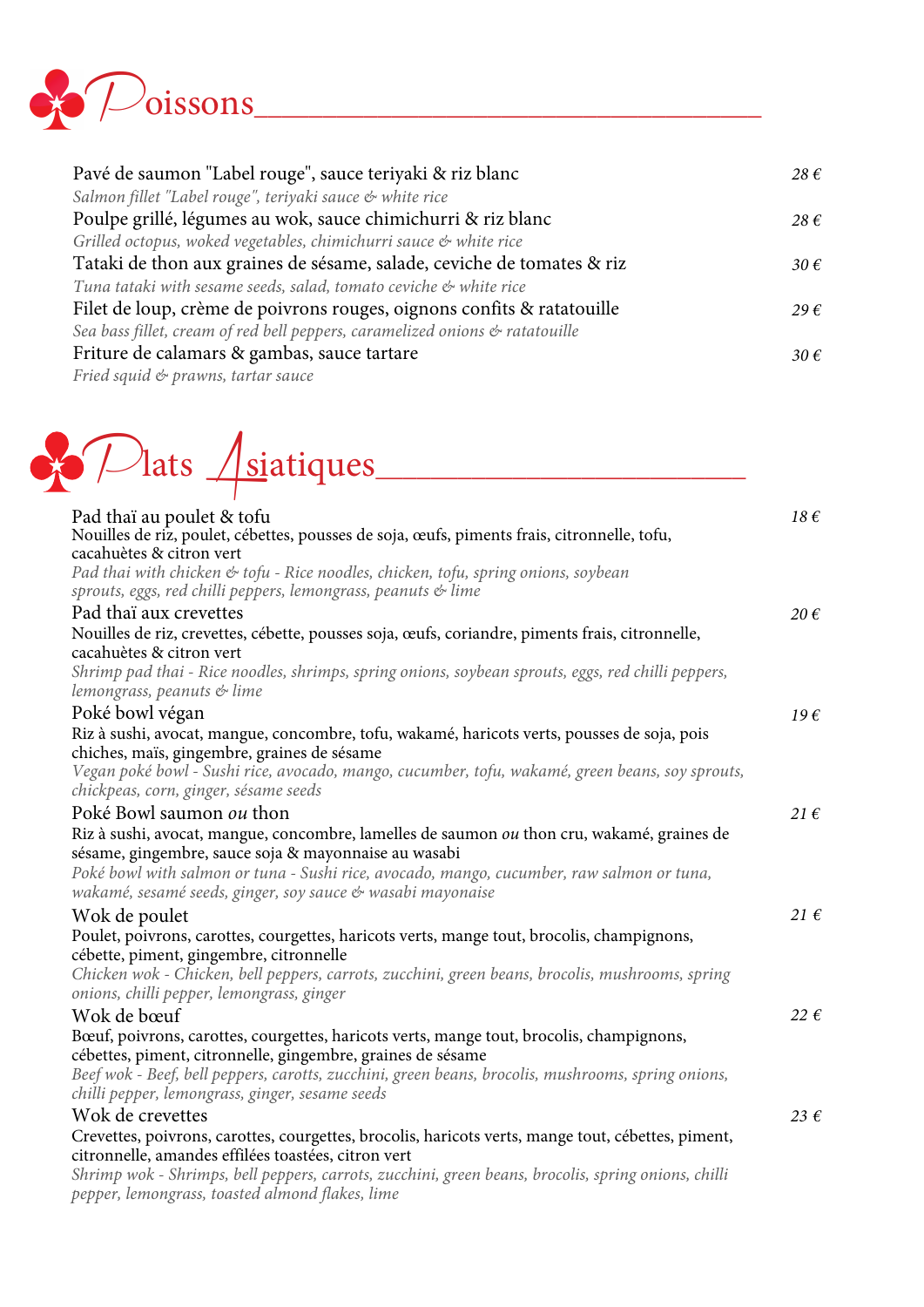## Poissons

**Pavé de saumon "Label rouge", sauce teriyaki & riz blanc** — *28 €*
*Salmon fillet "Label rouge", teriyaki sauce & white rice*

**Poulpe grillé, légumes au wok, sauce chimichurri & riz blanc** — *28 €*
*Grilled octopus, woked vegetables, chimichurri sauce & white rice*

**Tataki de thon aux graines de sésame, salade, ceviche de tomates & riz** — *30 €*
*Tuna tataki with sesame seeds, salad, tomato ceviche & white rice*

**Filet de loup, crème de poivrons rouges, oignons confits & ratatouille** — *29 €*
*Sea bass fillet, cream of red bell peppers, caramelized onions & ratatouille*

**Friture de calamars & gambas, sauce tartare** — *30 €*
*Fried squid & prawns, tartar sauce*

## Plats Asiatiques

**Pad thaï au poulet & tofu** — *18 €*
Nouilles de riz, poulet, cébettes, pousses de soja, œufs, piments frais, citronnelle, tofu, cacahuètes & citron vert
*Pad thai with chicken & tofu - Rice noodles, chicken, tofu, spring onions, soybean sprouts, eggs, red chilli peppers, lemongrass, peanuts & lime*

**Pad thaï aux crevettes** — *20 €*
Nouilles de riz, crevettes, cébette, pousses soja, œufs, coriandre, piments frais, citronnelle, cacahuètes & citron vert
*Shrimp pad thai - Rice noodles, shrimps, spring onions, soybean sprouts, eggs, red chilli peppers, lemongrass, peanuts & lime*

**Poké bowl végan** — *19 €*
Riz à sushi, avocat, mangue, concombre, tofu, wakamé, haricots verts, pousses de soja, pois chiches, maïs, gingembre, graines de sésame
*Vegan poké bowl - Sushi rice, avocado, mango, cucumber, tofu, wakamé, green beans, soy sprouts, chickpeas, corn, ginger, sésame seeds*

**Poké Bowl saumon *ou* thon** — *21 €*
Riz à sushi, avocat, mangue, concombre, lamelles de saumon *ou* thon cru, wakamé, graines de sésame, gingembre, sauce soja & mayonnaise au wasabi
*Poké bowl with salmon or tuna - Sushi rice, avocado, mango, cucumber, raw salmon or tuna, wakamé, sesamé seeds, ginger, soy sauce & wasabi mayonaise*

**Wok de poulet** — *21 €*
Poulet, poivrons, carottes, courgettes, haricots verts, mange tout, brocolis, champignons, cébette, piment, gingembre, citronnelle
*Chicken wok - Chicken, bell peppers, carrots, zucchini, green beans, brocolis, mushrooms, spring onions, chilli pepper, lemongrass, ginger*

**Wok de bœuf** — *22 €*
Bœuf, poivrons, carottes, courgettes, haricots verts, mange tout, brocolis, champignons, cébettes, piment, citronnelle, gingembre, graines de sésame
*Beef wok - Beef, bell peppers, carotts, zucchini, green beans, brocolis, mushrooms, spring onions, chilli pepper, lemongrass, ginger, sesame seeds*

**Wok de crevettes** — *23 €*
Crevettes, poivrons, carottes, courgettes, brocolis, haricots verts, mange tout, cébettes, piment, citronnelle, amandes effilées toastées, citron vert
*Shrimp wok - Shrimps, bell peppers, carotts, zucchini, green beans, brocolis, spring onions, chilli pepper, lemongrass, toasted almond flakes, lime*